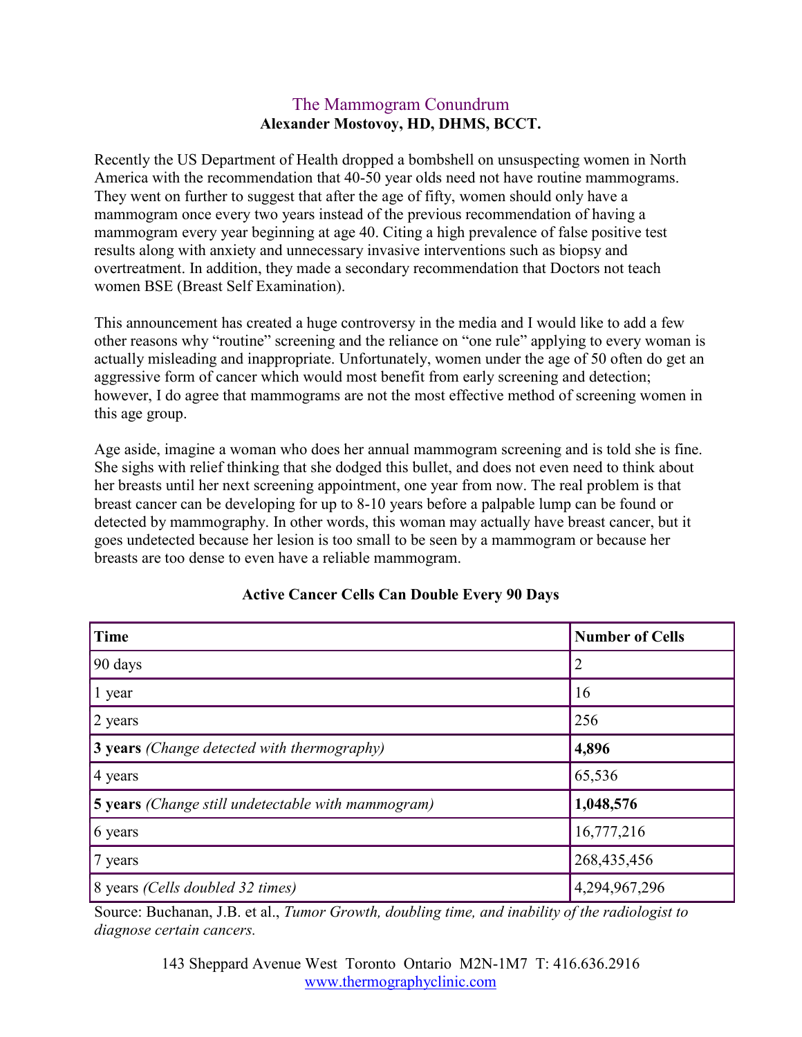# The Mammogram Conundrum

**Alexander Mostovoy, HD, DHMS, BCCT.**

Recently the US Department of Health dropped a bombshell on unsuspecting women in North America with the recommendation that 40-50 year olds need not have routine mammograms. They went on further to suggest that after the age of fifty, women should only have a mammogram once every two years instead of the previous recommendation of having a mammogram every year beginning at age 40. Citing a high prevalence of false positive test results along with anxiety and unnecessary invasive interventions such as biopsy and overtreatment. In addition, they made a secondary recommendation that Doctors not teach women BSE (Breast Self Examination).

This announcement has created a huge controversy in the media and I would like to add a few other reasons why "routine" screening and the reliance on "one rule" applying to every woman is actually misleading and inappropriate. Unfortunately, women under the age of 50 often do get an aggressive form of cancer which would most benefit from early screening and detection; however, I do agree that mammograms are not the most effective method of screening women in this age group.

Age aside, imagine a woman who does her annual mammogram screening and is told she is fine. She sighs with relief thinking that she dodged this bullet, and does not even need to think about her breasts until her next screening appointment, one year from now. The real problem is that breast cancer can be developing for up to 8-10 years before a palpable lump can be found or detected by mammography. In other words, this woman may actually have breast cancer, but it goes undetected because her lesion is too small to be seen by a mammogram or because her breasts are too dense to even have a reliable mammogram.

**Active Cancer Cells Can Double Every 90 Days**

| Time | Number of Cells |
|---|---|
| 90 days | 2 |
| 1 year | 16 |
| 2 years | 256 |
| **3 years** *(Change detected with thermography)* | **4,896** |
| 4 years | 65,536 |
| **5 years** *(Change still undetectable with mammogram)* | **1,048,576** |
| 6 years | 16,777,216 |
| 7 years | 268,435,456 |
| 8 years *(Cells doubled 32 times)* | 4,294,967,296 |

Source: Buchanan, J.B. et al., *Tumor Growth, doubling time, and inability of the radiologist to diagnose certain cancers.*

143 Sheppard Avenue West Toronto Ontario M2N-1M7 T: 416.636.2916
www.thermographyclinic.com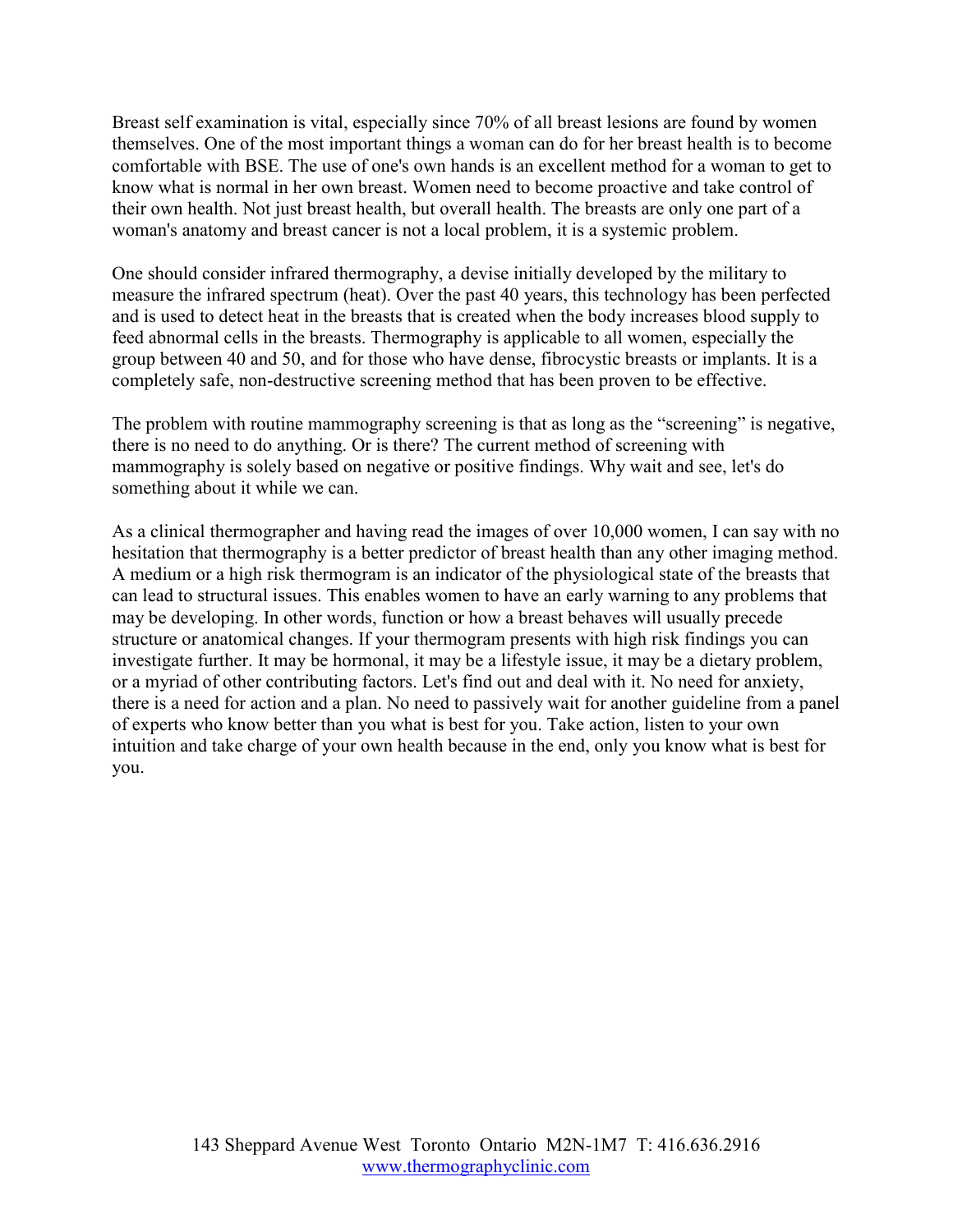Breast self examination is vital, especially since 70% of all breast lesions are found by women themselves. One of the most important things a woman can do for her breast health is to become comfortable with BSE. The use of one's own hands is an excellent method for a woman to get to know what is normal in her own breast. Women need to become proactive and take control of their own health. Not just breast health, but overall health. The breasts are only one part of a woman's anatomy and breast cancer is not a local problem, it is a systemic problem.

One should consider infrared thermography, a devise initially developed by the military to measure the infrared spectrum (heat). Over the past 40 years, this technology has been perfected and is used to detect heat in the breasts that is created when the body increases blood supply to feed abnormal cells in the breasts. Thermography is applicable to all women, especially the group between 40 and 50, and for those who have dense, fibrocystic breasts or implants. It is a completely safe, non-destructive screening method that has been proven to be effective.

The problem with routine mammography screening is that as long as the "screening" is negative, there is no need to do anything. Or is there? The current method of screening with mammography is solely based on negative or positive findings. Why wait and see, let's do something about it while we can.

As a clinical thermographer and having read the images of over 10,000 women, I can say with no hesitation that thermography is a better predictor of breast health than any other imaging method. A medium or a high risk thermogram is an indicator of the physiological state of the breasts that can lead to structural issues. This enables women to have an early warning to any problems that may be developing. In other words, function or how a breast behaves will usually precede structure or anatomical changes. If your thermogram presents with high risk findings you can investigate further. It may be hormonal, it may be a lifestyle issue, it may be a dietary problem, or a myriad of other contributing factors. Let's find out and deal with it. No need for anxiety, there is a need for action and a plan. No need to passively wait for another guideline from a panel of experts who know better than you what is best for you. Take action, listen to your own intuition and take charge of your own health because in the end, only you know what is best for you.